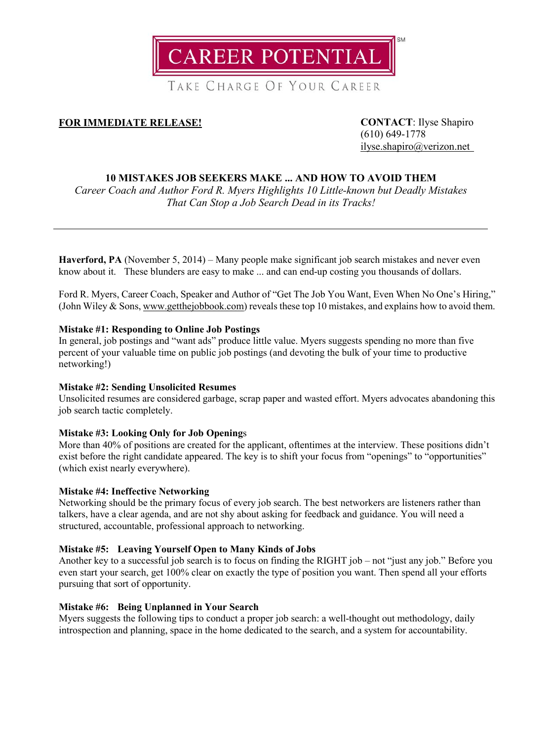# CAREER POTENTIAL[SM]

TAKE CHARGE OF YOUR CAREER

**FOR IMMEDIATE RELEASE!**

**CONTACT**: Ilyse Shapiro
(610) 649-1778
ilyse.shapiro@verizon.net

## 10 MISTAKES JOB SEEKERS MAKE ... AND HOW TO AVOID THEM

*Career Coach and Author Ford R. Myers Highlights 10 Little-known but Deadly Mistakes That Can Stop a Job Search Dead in its Tracks!*

---

**Haverford, PA** (November 5, 2014) – Many people make significant job search mistakes and never even know about it. These blunders are easy to make ... and can end-up costing you thousands of dollars.

Ford R. Myers, Career Coach, Speaker and Author of "Get The Job You Want, Even When No One's Hiring," (John Wiley & Sons, www.getthejobbook.com) reveals these top 10 mistakes, and explains how to avoid them.

**Mistake #1: Responding to Online Job Postings**
In general, job postings and "want ads" produce little value. Myers suggests spending no more than five percent of your valuable time on public job postings (and devoting the bulk of your time to productive networking!)

**Mistake #2: Sending Unsolicited Resumes**
Unsolicited resumes are considered garbage, scrap paper and wasted effort. Myers advocates abandoning this job search tactic completely.

**Mistake #3: Looking Only for Job Openings**
More than 40% of positions are created for the applicant, oftentimes at the interview. These positions didn't exist before the right candidate appeared. The key is to shift your focus from "openings" to "opportunities" (which exist nearly everywhere).

**Mistake #4: Ineffective Networking**
Networking should be the primary focus of every job search. The best networkers are listeners rather than talkers, have a clear agenda, and are not shy about asking for feedback and guidance. You will need a structured, accountable, professional approach to networking.

**Mistake #5: Leaving Yourself Open to Many Kinds of Jobs**
Another key to a successful job search is to focus on finding the RIGHT job – not "just any job." Before you even start your search, get 100% clear on exactly the type of position you want. Then spend all your efforts pursuing that sort of opportunity.

**Mistake #6: Being Unplanned in Your Search**
Myers suggests the following tips to conduct a proper job search: a well-thought out methodology, daily introspection and planning, space in the home dedicated to the search, and a system for accountability.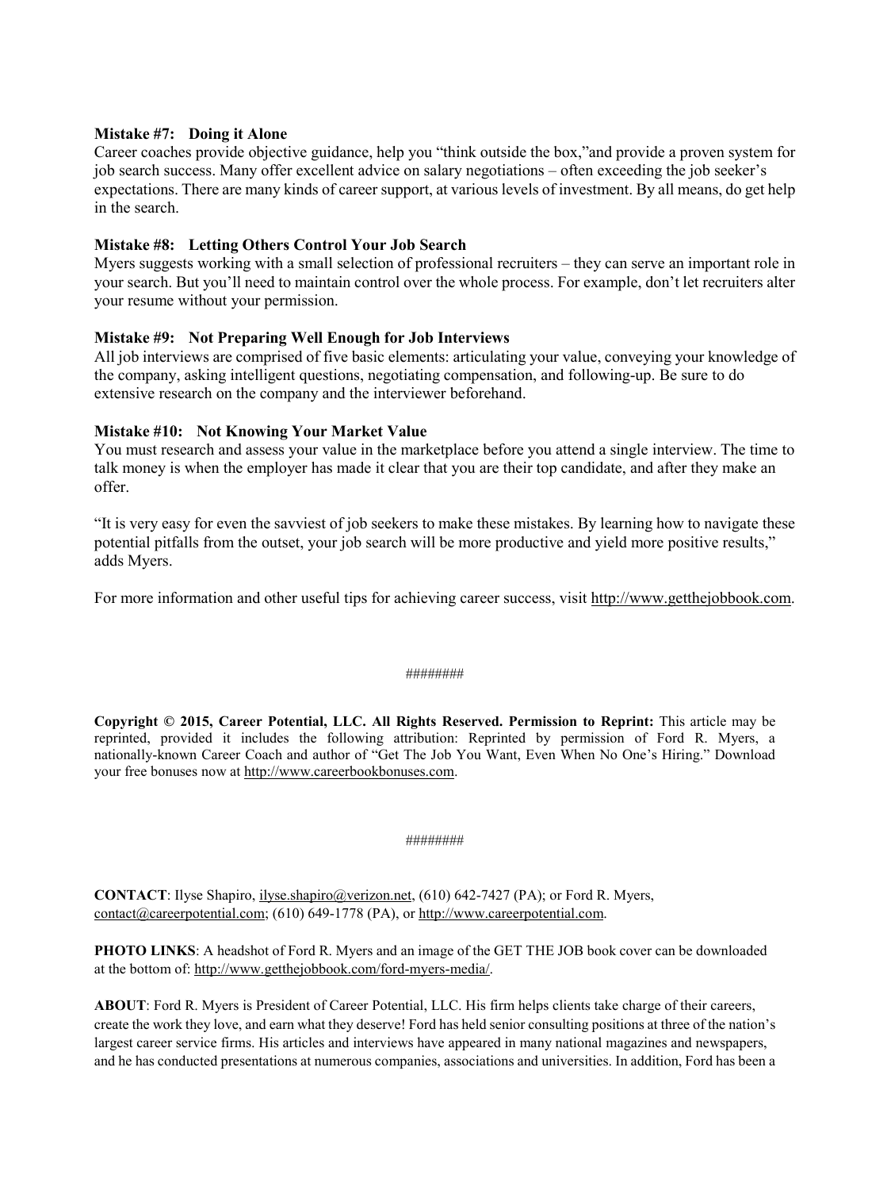**Mistake #7: Doing it Alone**

Career coaches provide objective guidance, help you "think outside the box,"and provide a proven system for job search success. Many offer excellent advice on salary negotiations – often exceeding the job seeker's expectations. There are many kinds of career support, at various levels of investment. By all means, do get help in the search.

**Mistake #8: Letting Others Control Your Job Search**

Myers suggests working with a small selection of professional recruiters – they can serve an important role in your search. But you'll need to maintain control over the whole process. For example, don't let recruiters alter your resume without your permission.

**Mistake #9: Not Preparing Well Enough for Job Interviews**

All job interviews are comprised of five basic elements: articulating your value, conveying your knowledge of the company, asking intelligent questions, negotiating compensation, and following-up. Be sure to do extensive research on the company and the interviewer beforehand.

**Mistake #10: Not Knowing Your Market Value**

You must research and assess your value in the marketplace before you attend a single interview. The time to talk money is when the employer has made it clear that you are their top candidate, and after they make an offer.

"It is very easy for even the savviest of job seekers to make these mistakes. By learning how to navigate these potential pitfalls from the outset, your job search will be more productive and yield more positive results," adds Myers.

For more information and other useful tips for achieving career success, visit http://www.getthejobbook.com.

########

**Copyright © 2015, Career Potential, LLC. All Rights Reserved. Permission to Reprint:** This article may be reprinted, provided it includes the following attribution: Reprinted by permission of Ford R. Myers, a nationally-known Career Coach and author of "Get The Job You Want, Even When No One's Hiring." Download your free bonuses now at http://www.careerbookbonuses.com.

########

**CONTACT**: Ilyse Shapiro, ilyse.shapiro@verizon.net, (610) 642-7427 (PA); or Ford R. Myers, contact@careerpotential.com; (610) 649-1778 (PA), or http://www.careerpotential.com.

**PHOTO LINKS**: A headshot of Ford R. Myers and an image of the GET THE JOB book cover can be downloaded at the bottom of: http://www.getthejobbook.com/ford-myers-media/.

**ABOUT**: Ford R. Myers is President of Career Potential, LLC. His firm helps clients take charge of their careers, create the work they love, and earn what they deserve! Ford has held senior consulting positions at three of the nation's largest career service firms. His articles and interviews have appeared in many national magazines and newspapers, and he has conducted presentations at numerous companies, associations and universities. In addition, Ford has been a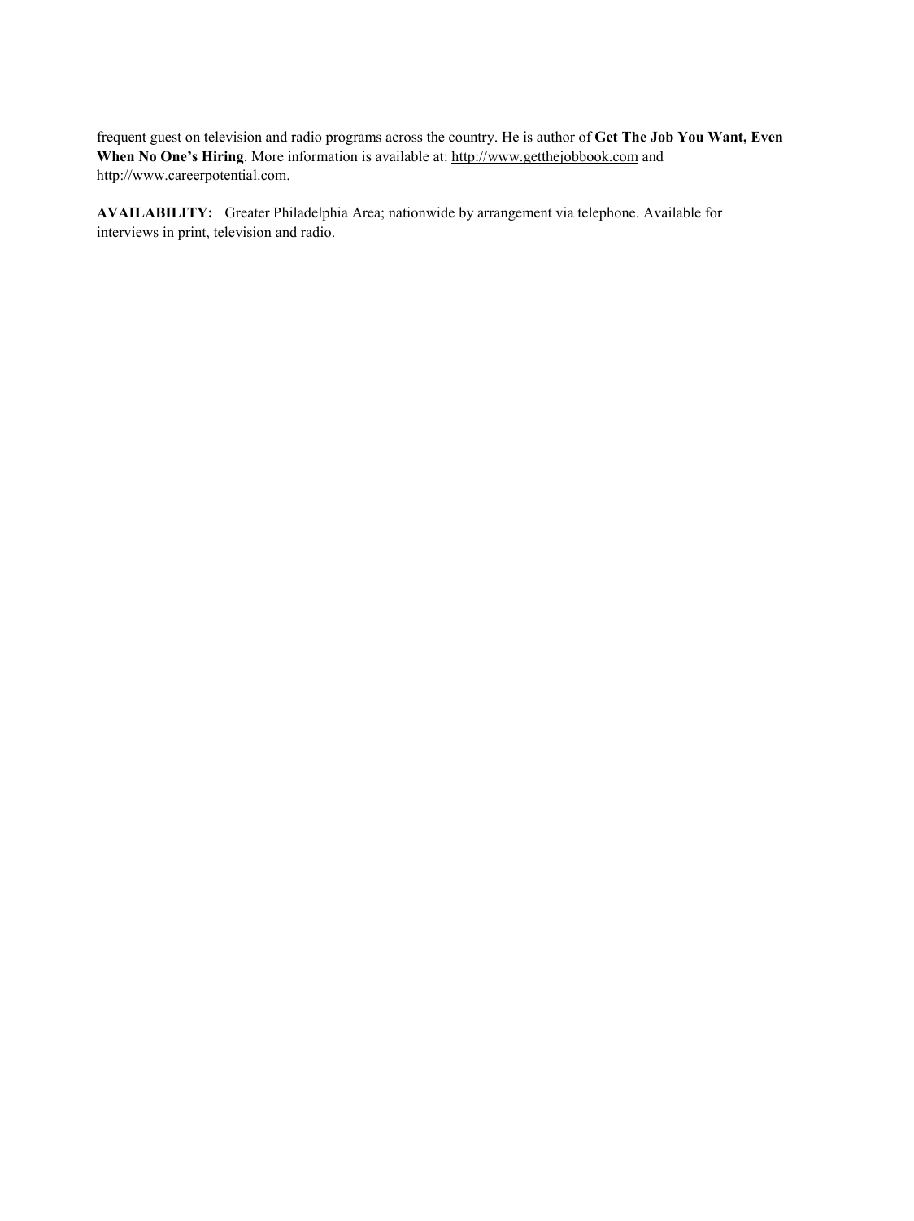frequent guest on television and radio programs across the country. He is author of **Get The Job You Want, Even When No One's Hiring**. More information is available at: http://www.getthejobbook.com and http://www.careerpotential.com.

**AVAILABILITY:** Greater Philadelphia Area; nationwide by arrangement via telephone. Available for interviews in print, television and radio.